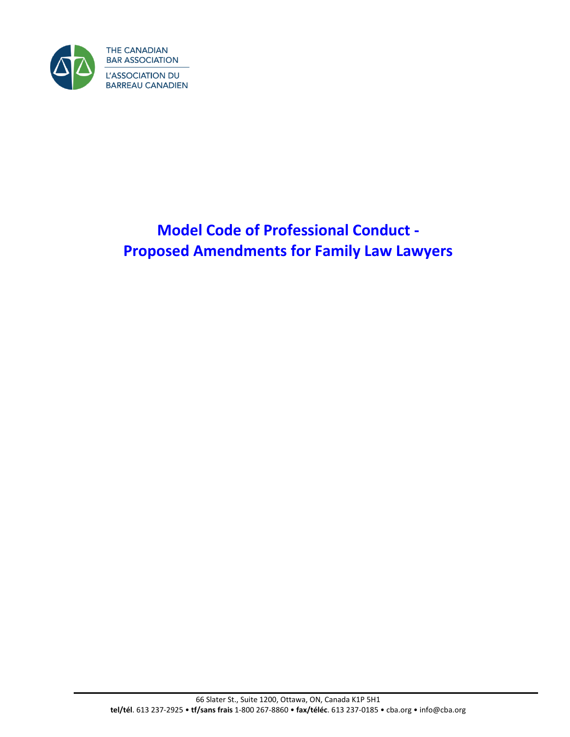THE CANADIAN BAR ASSOCIATION

L'ASSOCIATION DU BARREAU CANADIEN

# Model Code of Professional Conduct - Proposed Amendments for Family Law Lawyers

66 Slater St., Suite 1200, Ottawa, ON, Canada K1P 5H1

**tel/tél**. 613 237-2925 • **tf/sans frais** 1-800 267-8860 • **fax/téléc**. 613 237-0185 • cba.org • info@cba.org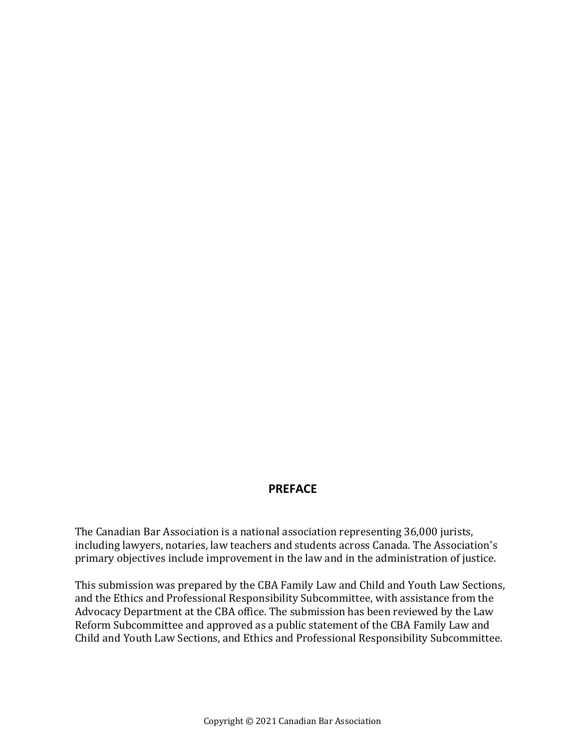## PREFACE

The Canadian Bar Association is a national association representing 36,000 jurists, including lawyers, notaries, law teachers and students across Canada. The Association's primary objectives include improvement in the law and in the administration of justice.

This submission was prepared by the CBA Family Law and Child and Youth Law Sections, and the Ethics and Professional Responsibility Subcommittee, with assistance from the Advocacy Department at the CBA office. The submission has been reviewed by the Law Reform Subcommittee and approved as a public statement of the CBA Family Law and Child and Youth Law Sections, and Ethics and Professional Responsibility Subcommittee.

Copyright © 2021 Canadian Bar Association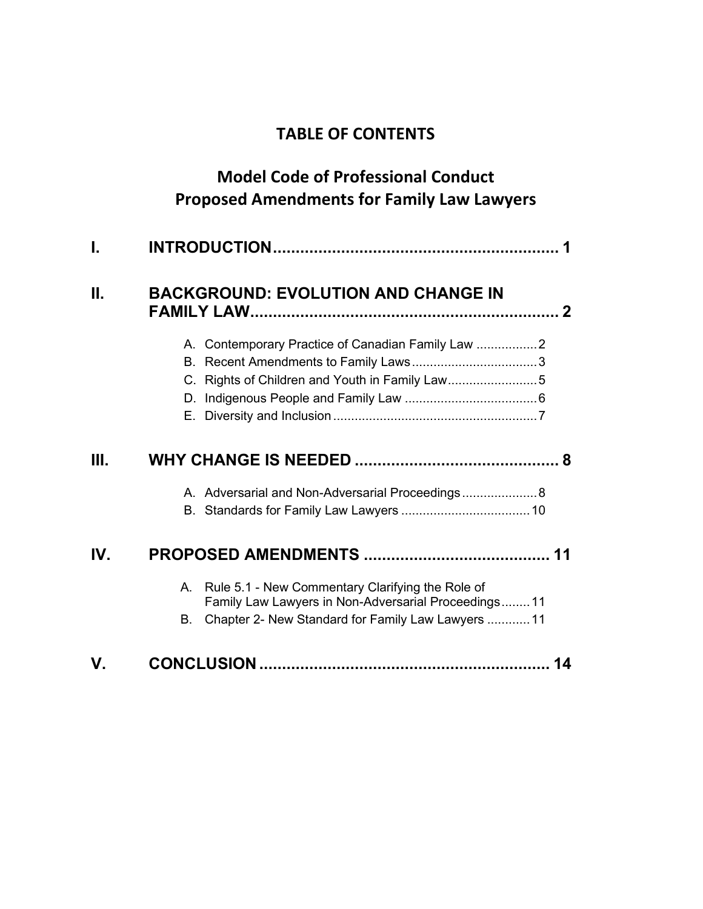# TABLE OF CONTENTS

## Model Code of Professional Conduct
## Proposed Amendments for Family Law Lawyers

**I. INTRODUCTION** .............................................................. **1**

**II. BACKGROUND: EVOLUTION AND CHANGE IN FAMILY LAW** .................................................................... **2**

- A. Contemporary Practice of Canadian Family Law ................. 2
- B. Recent Amendments to Family Laws ................................... 3
- C. Rights of Children and Youth in Family Law ......................... 5
- D. Indigenous People and Family Law ..................................... 6
- E. Diversity and Inclusion ......................................................... 7

**III. WHY CHANGE IS NEEDED** ............................................. **8**

- A. Adversarial and Non-Adversarial Proceedings ..................... 8
- B. Standards for Family Law Lawyers .................................... 10

**IV. PROPOSED AMENDMENTS** ......................................... **11**

- A. Rule 5.1 - New Commentary Clarifying the Role of Family Law Lawyers in Non-Adversarial Proceedings ........ 11
- B. Chapter 2- New Standard for Family Law Lawyers ............ 11

**V. CONCLUSION** ................................................................ **14**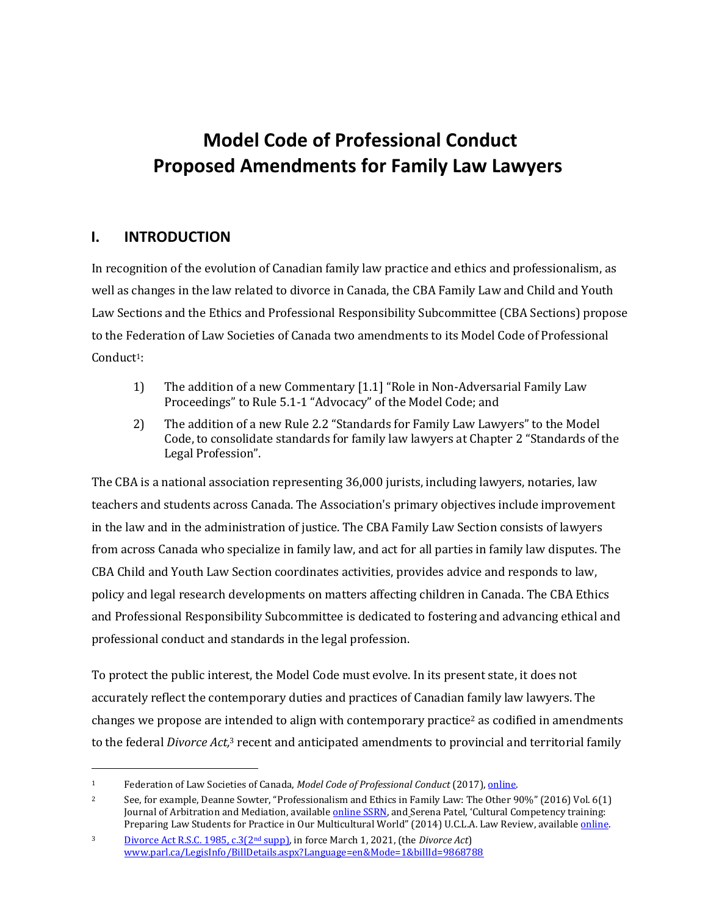# Model Code of Professional Conduct Proposed Amendments for Family Law Lawyers

## I. INTRODUCTION

In recognition of the evolution of Canadian family law practice and ethics and professionalism, as well as changes in the law related to divorce in Canada, the CBA Family Law and Child and Youth Law Sections and the Ethics and Professional Responsibility Subcommittee (CBA Sections) propose to the Federation of Law Societies of Canada two amendments to its Model Code of Professional Conduct[1]:

1) The addition of a new Commentary [1.1] "Role in Non-Adversarial Family Law Proceedings" to Rule 5.1-1 "Advocacy" of the Model Code; and
2) The addition of a new Rule 2.2 "Standards for Family Law Lawyers" to the Model Code, to consolidate standards for family law lawyers at Chapter 2 "Standards of the Legal Profession".

The CBA is a national association representing 36,000 jurists, including lawyers, notaries, law teachers and students across Canada. The Association's primary objectives include improvement in the law and in the administration of justice. The CBA Family Law Section consists of lawyers from across Canada who specialize in family law, and act for all parties in family law disputes. The CBA Child and Youth Law Section coordinates activities, provides advice and responds to law, policy and legal research developments on matters affecting children in Canada. The CBA Ethics and Professional Responsibility Subcommittee is dedicated to fostering and advancing ethical and professional conduct and standards in the legal profession.

To protect the public interest, the Model Code must evolve. In its present state, it does not accurately reflect the contemporary duties and practices of Canadian family law lawyers. The changes we propose are intended to align with contemporary practice[2] as codified in amendments to the federal *Divorce Act,*[3] recent and anticipated amendments to provincial and territorial family

---

[1] Federation of Law Societies of Canada, *Model Code of Professional Conduct* (2017), online.

[2] See, for example, Deanne Sowter, "Professionalism and Ethics in Family Law: The Other 90%" (2016) Vol. 6(1) Journal of Arbitration and Mediation, available online SSRN, and Serena Patel, 'Cultural Competency training: Preparing Law Students for Practice in Our Multicultural World" (2014) U.C.L.A. Law Review, available online.

[3] Divorce Act R.S.C. 1985, c.3(2nd supp), in force March 1, 2021, (the *Divorce Act*) www.parl.ca/LegisInfo/BillDetails.aspx?Language=en&Mode=1&billId=9868788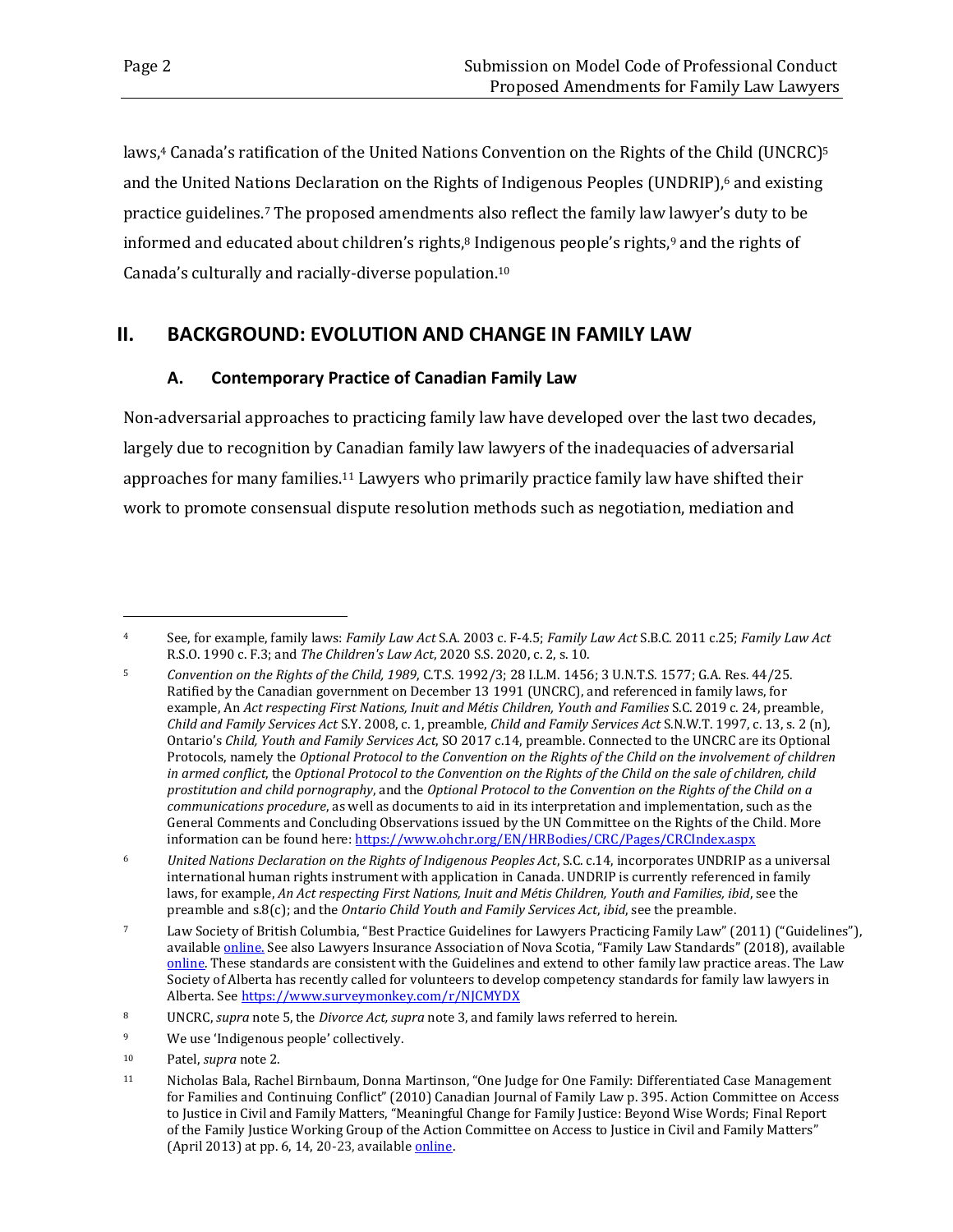laws,[4] Canada's ratification of the United Nations Convention on the Rights of the Child (UNCRC)[5] and the United Nations Declaration on the Rights of Indigenous Peoples (UNDRIP),[6] and existing practice guidelines.[7] The proposed amendments also reflect the family law lawyer's duty to be informed and educated about children's rights,[8] Indigenous people's rights,[9] and the rights of Canada's culturally and racially-diverse population.[10]

## II. BACKGROUND: EVOLUTION AND CHANGE IN FAMILY LAW

### A. Contemporary Practice of Canadian Family Law

Non-adversarial approaches to practicing family law have developed over the last two decades, largely due to recognition by Canadian family law lawyers of the inadequacies of adversarial approaches for many families.[11] Lawyers who primarily practice family law have shifted their work to promote consensual dispute resolution methods such as negotiation, mediation and

---

[4] See, for example, family laws: *Family Law Act* S.A. 2003 c. F-4.5; *Family Law Act* S.B.C. 2011 c.25; *Family Law Act* R.S.O. 1990 c. F.3; and *The Children's Law Act*, 2020 S.S. 2020, c. 2, s. 10.

[5] *Convention on the Rights of the Child, 1989*, C.T.S. 1992/3; 28 I.L.M. 1456; 3 U.N.T.S. 1577; G.A. Res. 44/25. Ratified by the Canadian government on December 13 1991 (UNCRC), and referenced in family laws, for example, An *Act respecting First Nations, Inuit and Métis Children, Youth and Families* S.C. 2019 c. 24, preamble, *Child and Family Services Act* S.Y. 2008, c. 1, preamble, *Child and Family Services Act* S.N.W.T. 1997, c. 13, s. 2 (n), Ontario's *Child, Youth and Family Services Act*, SO 2017 c.14, preamble. Connected to the UNCRC are its Optional Protocols, namely the *Optional Protocol to the Convention on the Rights of the Child on the involvement of children in armed conflict*, the *Optional Protocol to the Convention on the Rights of the Child on the sale of children, child prostitution and child pornography*, and the *Optional Protocol to the Convention on the Rights of the Child on a communications procedure*, as well as documents to aid in its interpretation and implementation, such as the General Comments and Concluding Observations issued by the UN Committee on the Rights of the Child. More information can be found here: https://www.ohchr.org/EN/HRBodies/CRC/Pages/CRCIndex.aspx

[6] *United Nations Declaration on the Rights of Indigenous Peoples Act*, S.C. c.14, incorporates UNDRIP as a universal international human rights instrument with application in Canada. UNDRIP is currently referenced in family laws, for example, *An Act respecting First Nations, Inuit and Métis Children, Youth and Families, ibid*, see the preamble and s.8(c); and the *Ontario Child Youth and Family Services Act*, *ibid*, see the preamble.

[7] Law Society of British Columbia, "Best Practice Guidelines for Lawyers Practicing Family Law" (2011) ("Guidelines"), available online. See also Lawyers Insurance Association of Nova Scotia, "Family Law Standards" (2018), available online. These standards are consistent with the Guidelines and extend to other family law practice areas. The Law Society of Alberta has recently called for volunteers to develop competency standards for family law lawyers in Alberta. See https://www.surveymonkey.com/r/NJCMYDX

[8] UNCRC, *supra* note 5, the *Divorce Act, supra* note 3, and family laws referred to herein.

[9] We use 'Indigenous people' collectively.

[10] Patel, *supra* note 2.

[11] Nicholas Bala, Rachel Birnbaum, Donna Martinson, "One Judge for One Family: Differentiated Case Management for Families and Continuing Conflict" (2010) Canadian Journal of Family Law p. 395. Action Committee on Access to Justice in Civil and Family Matters, "Meaningful Change for Family Justice: Beyond Wise Words; Final Report of the Family Justice Working Group of the Action Committee on Access to Justice in Civil and Family Matters" (April 2013) at pp. 6, 14, 20-23, available online.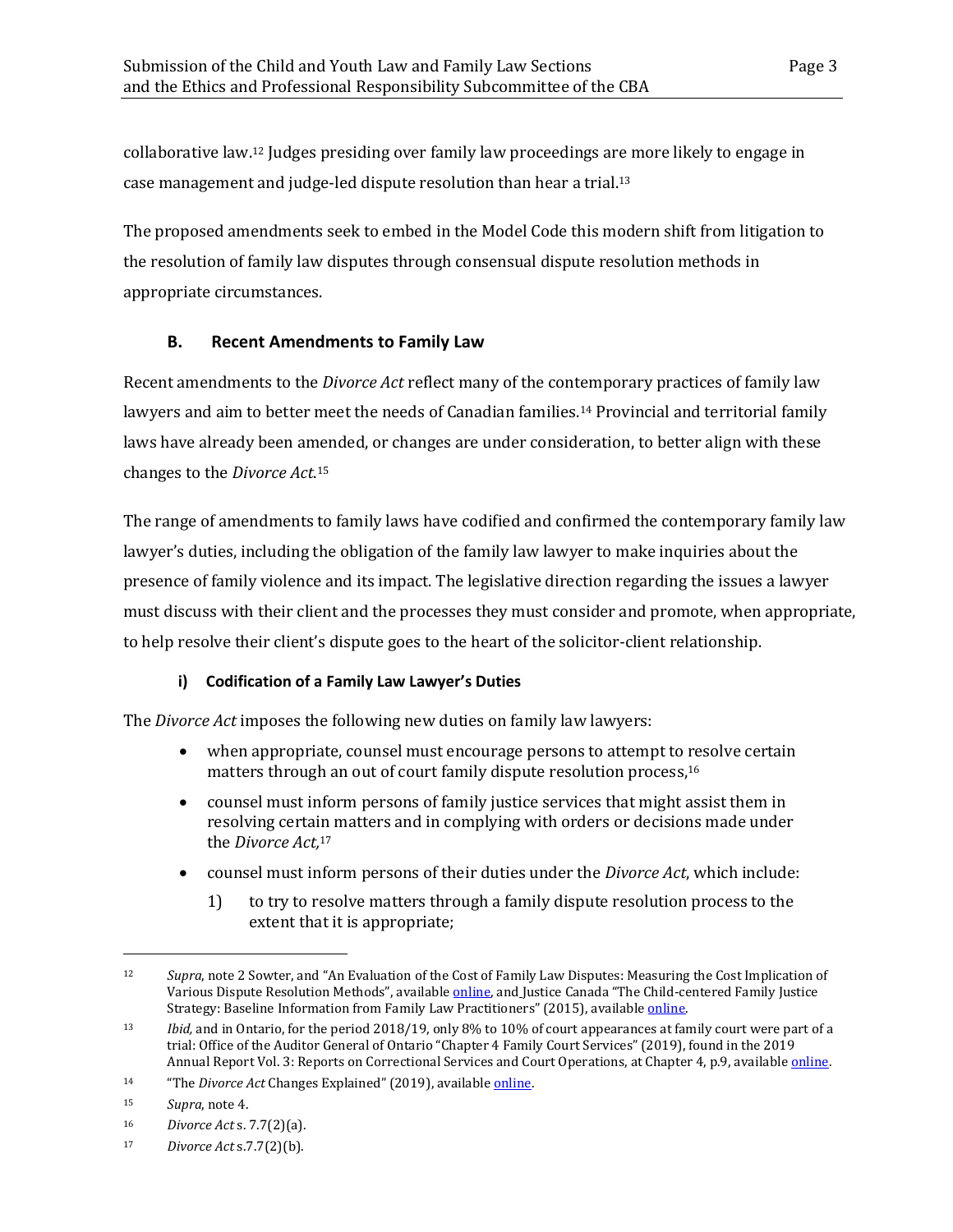collaborative law.[12] Judges presiding over family law proceedings are more likely to engage in case management and judge-led dispute resolution than hear a trial.[13]

The proposed amendments seek to embed in the Model Code this modern shift from litigation to the resolution of family law disputes through consensual dispute resolution methods in appropriate circumstances.

### B. Recent Amendments to Family Law

Recent amendments to the *Divorce Act* reflect many of the contemporary practices of family law lawyers and aim to better meet the needs of Canadian families.[14] Provincial and territorial family laws have already been amended, or changes are under consideration, to better align with these changes to the *Divorce Act*.[15]

The range of amendments to family laws have codified and confirmed the contemporary family law lawyer's duties, including the obligation of the family law lawyer to make inquiries about the presence of family violence and its impact. The legislative direction regarding the issues a lawyer must discuss with their client and the processes they must consider and promote, when appropriate, to help resolve their client's dispute goes to the heart of the solicitor-client relationship.

#### i) Codification of a Family Law Lawyer's Duties

The *Divorce Act* imposes the following new duties on family law lawyers:

- when appropriate, counsel must encourage persons to attempt to resolve certain matters through an out of court family dispute resolution process,[16]
- counsel must inform persons of family justice services that might assist them in resolving certain matters and in complying with orders or decisions made under the *Divorce Act*,[17]
- counsel must inform persons of their duties under the *Divorce Act*, which include:
    1) to try to resolve matters through a family dispute resolution process to the extent that it is appropriate;

---

[12] *Supra*, note 2 Sowter, and "An Evaluation of the Cost of Family Law Disputes: Measuring the Cost Implication of Various Dispute Resolution Methods", available online, and Justice Canada "The Child-centered Family Justice Strategy: Baseline Information from Family Law Practitioners" (2015), available online.

[13] *Ibid,* and in Ontario, for the period 2018/19, only 8% to 10% of court appearances at family court were part of a trial: Office of the Auditor General of Ontario "Chapter 4 Family Court Services" (2019), found in the 2019 Annual Report Vol. 3: Reports on Correctional Services and Court Operations, at Chapter 4, p.9, available online.

[14] "The *Divorce Act* Changes Explained" (2019), available online.

[15] *Supra*, note 4.

[16] *Divorce Act* s. 7.7(2)(a).

[17] *Divorce Act* s.7.7(2)(b).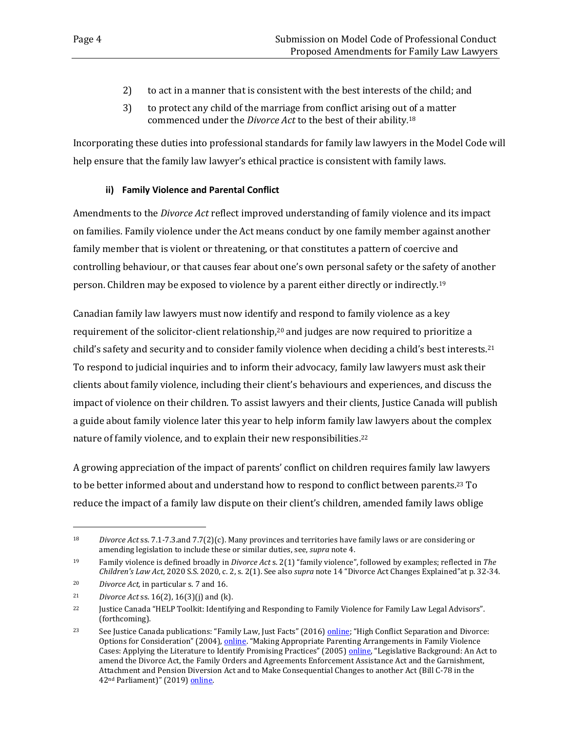2) to act in a manner that is consistent with the best interests of the child; and

3) to protect any child of the marriage from conflict arising out of a matter commenced under the *Divorce Act* to the best of their ability.[18]

Incorporating these duties into professional standards for family law lawyers in the Model Code will help ensure that the family law lawyer's ethical practice is consistent with family laws.

#### ii) Family Violence and Parental Conflict

Amendments to the *Divorce Act* reflect improved understanding of family violence and its impact on families. Family violence under the Act means conduct by one family member against another family member that is violent or threatening, or that constitutes a pattern of coercive and controlling behaviour, or that causes fear about one's own personal safety or the safety of another person. Children may be exposed to violence by a parent either directly or indirectly.[19]

Canadian family law lawyers must now identify and respond to family violence as a key requirement of the solicitor-client relationship,[20] and judges are now required to prioritize a child's safety and security and to consider family violence when deciding a child's best interests.[21] To respond to judicial inquiries and to inform their advocacy, family law lawyers must ask their clients about family violence, including their client's behaviours and experiences, and discuss the impact of violence on their children. To assist lawyers and their clients, Justice Canada will publish a guide about family violence later this year to help inform family law lawyers about the complex nature of family violence, and to explain their new responsibilities.[22]

A growing appreciation of the impact of parents' conflict on children requires family law lawyers to be better informed about and understand how to respond to conflict between parents.[23] To reduce the impact of a family law dispute on their client's children, amended family laws oblige

---

[18] *Divorce Act* ss. 7.1-7.3.and 7.7(2)(c). Many provinces and territories have family laws or are considering or amending legislation to include these or similar duties, see, *supra* note 4.

[19] Family violence is defined broadly in *Divorce Act* s. 2(1) "family violence", followed by examples; reflected in *The Children's Law Act*, 2020 S.S. 2020, c. 2, s. 2(1). See also *supra* note 14 "Divorce Act Changes Explained"at p. 32-34.

[20] *Divorce Act,* in particular s. 7 and 16.

[21] *Divorce Act* ss. 16(2), 16(3)(j) and (k).

[22] Justice Canada "HELP Toolkit: Identifying and Responding to Family Violence for Family Law Legal Advisors". (forthcoming).

[23] See Justice Canada publications: "Family Law, Just Facts" (2016) online; "High Conflict Separation and Divorce: Options for Consideration" (2004), online. "Making Appropriate Parenting Arrangements in Family Violence Cases: Applying the Literature to Identify Promising Practices" (2005) online, "Legislative Background: An Act to amend the Divorce Act, the Family Orders and Agreements Enforcement Assistance Act and the Garnishment, Attachment and Pension Diversion Act and to Make Consequential Changes to another Act (Bill C-78 in the 42nd Parliament)" (2019) online.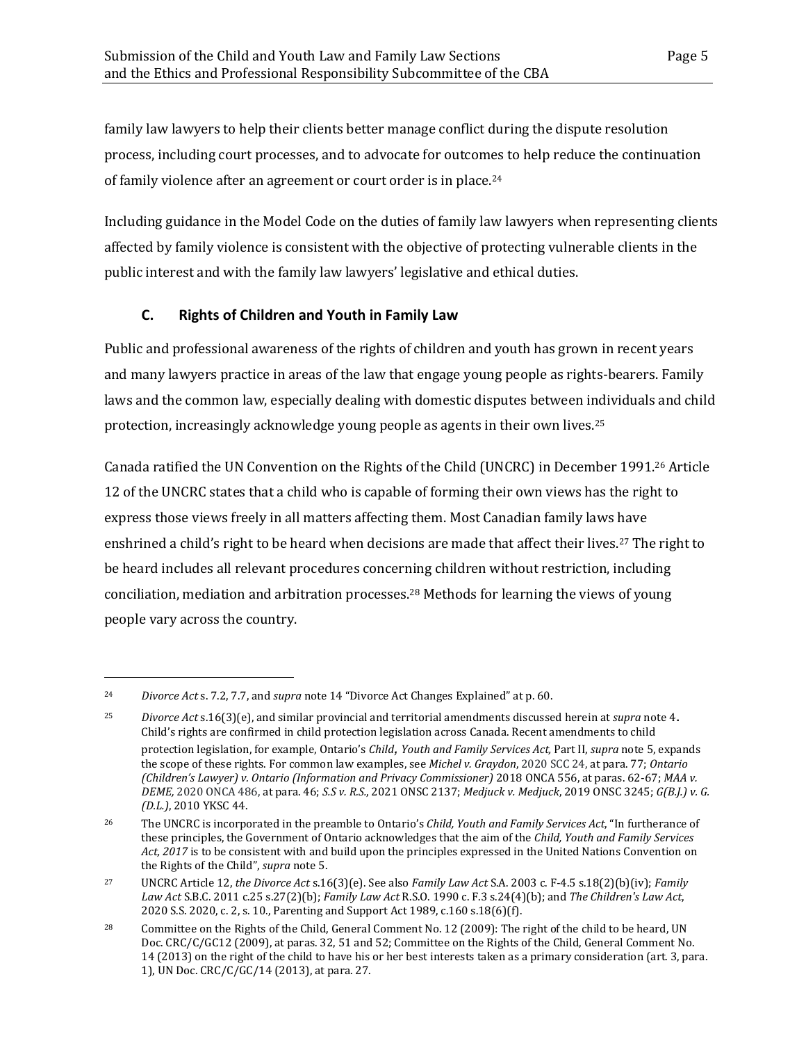family law lawyers to help their clients better manage conflict during the dispute resolution process, including court processes, and to advocate for outcomes to help reduce the continuation of family violence after an agreement or court order is in place.[24]

Including guidance in the Model Code on the duties of family law lawyers when representing clients affected by family violence is consistent with the objective of protecting vulnerable clients in the public interest and with the family law lawyers' legislative and ethical duties.

## C. Rights of Children and Youth in Family Law

Public and professional awareness of the rights of children and youth has grown in recent years and many lawyers practice in areas of the law that engage young people as rights-bearers. Family laws and the common law, especially dealing with domestic disputes between individuals and child protection, increasingly acknowledge young people as agents in their own lives.[25]

Canada ratified the UN Convention on the Rights of the Child (UNCRC) in December 1991.[26] Article 12 of the UNCRC states that a child who is capable of forming their own views has the right to express those views freely in all matters affecting them. Most Canadian family laws have enshrined a child's right to be heard when decisions are made that affect their lives.[27] The right to be heard includes all relevant procedures concerning children without restriction, including conciliation, mediation and arbitration processes.[28] Methods for learning the views of young people vary across the country.

---

[24] *Divorce Act* s. 7.2, 7.7, and *supra* note 14 "Divorce Act Changes Explained" at p. 60.

[25] *Divorce Act* s.16(3)(e), and similar provincial and territorial amendments discussed herein at *supra* note 4. Child's rights are confirmed in child protection legislation across Canada. Recent amendments to child protection legislation, for example, Ontario's *Child, Youth and Family Services Act,* Part II, *supra* note 5, expands the scope of these rights. For common law examples, see *Michel v. Graydon*, 2020 SCC 24, at para. 77; *Ontario (Children's Lawyer) v. Ontario (Information and Privacy Commissioner)* 2018 ONCA 556, at paras. 62-67; *MAA v. DEME*, 2020 ONCA 486, at para. 46; *S.S v. R.S.*, 2021 ONSC 2137; *Medjuck v. Medjuck*, 2019 ONSC 3245; *G(B.J.) v. G. (D.L.)*, 2010 YKSC 44.

[26] The UNCRC is incorporated in the preamble to Ontario's *Child, Youth and Family Services Act*, "In furtherance of these principles, the Government of Ontario acknowledges that the aim of the *Child, Youth and Family Services Act, 2017* is to be consistent with and build upon the principles expressed in the United Nations Convention on the Rights of the Child", *supra* note 5.

[27] UNCRC Article 12, *the Divorce Act* s.16(3)(e). See also *Family Law Act* S.A. 2003 c. F-4.5 s.18(2)(b)(iv); *Family Law Act* S.B.C. 2011 c.25 s.27(2)(b); *Family Law Act* R.S.O. 1990 c. F.3 s.24(4)(b); and *The Children's Law Act*, 2020 S.S. 2020, c. 2, s. 10., Parenting and Support Act 1989, c.160 s.18(6)(f).

[28] Committee on the Rights of the Child, General Comment No. 12 (2009): The right of the child to be heard, UN Doc. CRC/C/GC12 (2009), at paras. 32, 51 and 52; Committee on the Rights of the Child, General Comment No. 14 (2013) on the right of the child to have his or her best interests taken as a primary consideration (art. 3, para. 1), UN Doc. CRC/C/GC/14 (2013), at para. 27.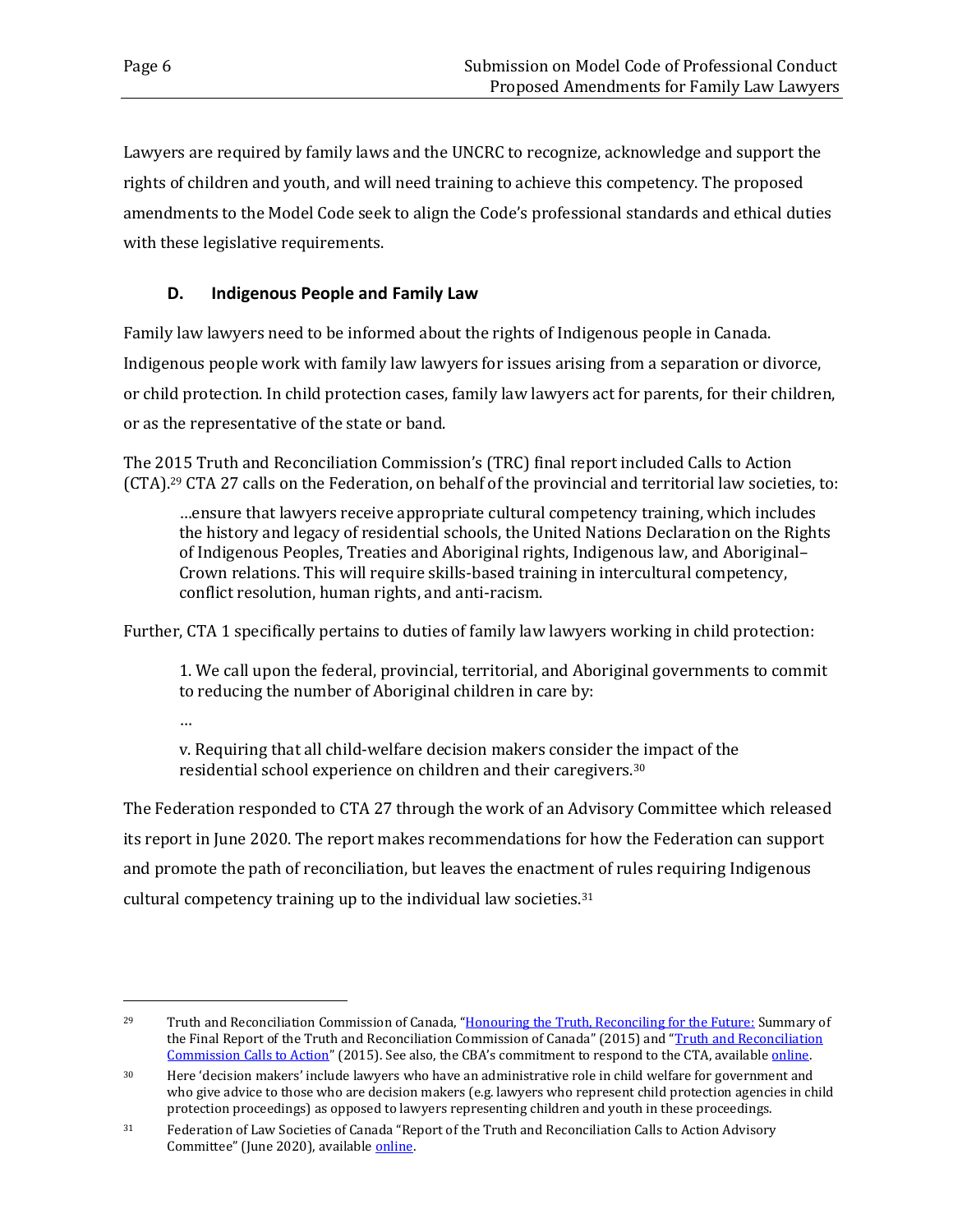Lawyers are required by family laws and the UNCRC to recognize, acknowledge and support the rights of children and youth, and will need training to achieve this competency. The proposed amendments to the Model Code seek to align the Code's professional standards and ethical duties with these legislative requirements.

### D. Indigenous People and Family Law

Family law lawyers need to be informed about the rights of Indigenous people in Canada. Indigenous people work with family law lawyers for issues arising from a separation or divorce, or child protection. In child protection cases, family law lawyers act for parents, for their children, or as the representative of the state or band.

The 2015 Truth and Reconciliation Commission's (TRC) final report included Calls to Action (CTA).[29] CTA 27 calls on the Federation, on behalf of the provincial and territorial law societies, to:

> …ensure that lawyers receive appropriate cultural competency training, which includes the history and legacy of residential schools, the United Nations Declaration on the Rights of Indigenous Peoples, Treaties and Aboriginal rights, Indigenous law, and Aboriginal–Crown relations. This will require skills-based training in intercultural competency, conflict resolution, human rights, and anti-racism.

Further, CTA 1 specifically pertains to duties of family law lawyers working in child protection:

> 1. We call upon the federal, provincial, territorial, and Aboriginal governments to commit to reducing the number of Aboriginal children in care by:
>
> …
>
> v. Requiring that all child-welfare decision makers consider the impact of the residential school experience on children and their caregivers.[30]

The Federation responded to CTA 27 through the work of an Advisory Committee which released its report in June 2020. The report makes recommendations for how the Federation can support and promote the path of reconciliation, but leaves the enactment of rules requiring Indigenous cultural competency training up to the individual law societies.[31]

---

[29] Truth and Reconciliation Commission of Canada, "Honouring the Truth, Reconciling for the Future: Summary of the Final Report of the Truth and Reconciliation Commission of Canada" (2015) and "Truth and Reconciliation Commission Calls to Action" (2015). See also, the CBA's commitment to respond to the CTA, available online.

[30] Here 'decision makers' include lawyers who have an administrative role in child welfare for government and who give advice to those who are decision makers (e.g. lawyers who represent child protection agencies in child protection proceedings) as opposed to lawyers representing children and youth in these proceedings.

[31] Federation of Law Societies of Canada "Report of the Truth and Reconciliation Calls to Action Advisory Committee" (June 2020), available online.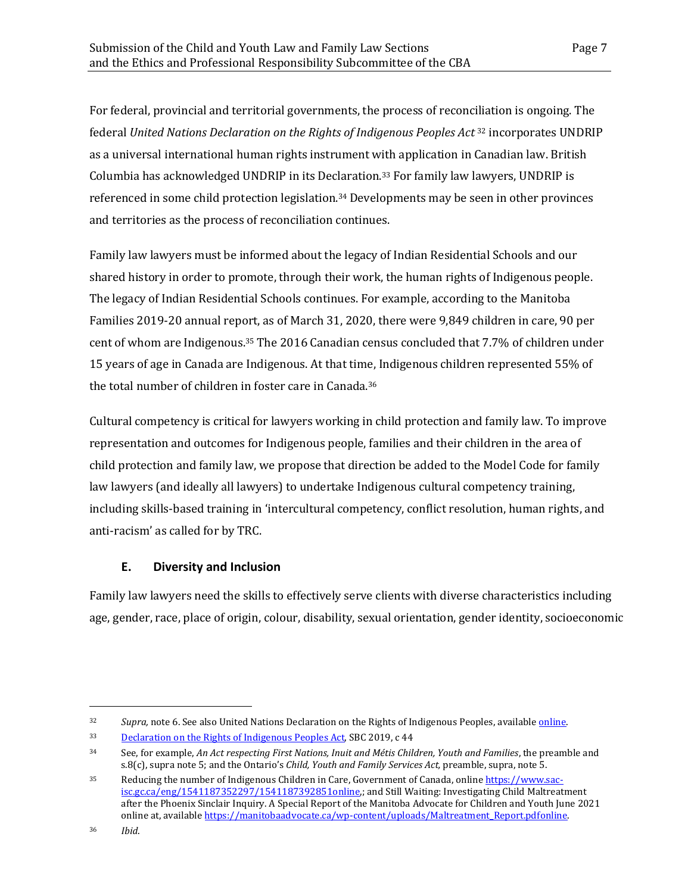For federal, provincial and territorial governments, the process of reconciliation is ongoing. The federal *United Nations Declaration on the Rights of Indigenous Peoples Act* [32] incorporates UNDRIP as a universal international human rights instrument with application in Canadian law. British Columbia has acknowledged UNDRIP in its Declaration.[33] For family law lawyers, UNDRIP is referenced in some child protection legislation.[34] Developments may be seen in other provinces and territories as the process of reconciliation continues.

Family law lawyers must be informed about the legacy of Indian Residential Schools and our shared history in order to promote, through their work, the human rights of Indigenous people. The legacy of Indian Residential Schools continues. For example, according to the Manitoba Families 2019-20 annual report, as of March 31, 2020, there were 9,849 children in care, 90 per cent of whom are Indigenous.[35] The 2016 Canadian census concluded that 7.7% of children under 15 years of age in Canada are Indigenous. At that time, Indigenous children represented 55% of the total number of children in foster care in Canada.[36]

Cultural competency is critical for lawyers working in child protection and family law. To improve representation and outcomes for Indigenous people, families and their children in the area of child protection and family law, we propose that direction be added to the Model Code for family law lawyers (and ideally all lawyers) to undertake Indigenous cultural competency training, including skills-based training in 'intercultural competency, conflict resolution, human rights, and anti-racism' as called for by TRC.

### E. Diversity and Inclusion

Family law lawyers need the skills to effectively serve clients with diverse characteristics including age, gender, race, place of origin, colour, disability, sexual orientation, gender identity, socioeconomic

---

[32] *Supra,* note 6. See also United Nations Declaration on the Rights of Indigenous Peoples, available online.

[33] Declaration on the Rights of Indigenous Peoples Act, SBC 2019, c 44

[34] See, for example, *An Act respecting First Nations, Inuit and Métis Children, Youth and Families*, the preamble and s.8(c), supra note 5; and the Ontario's *Child, Youth and Family Services Act,* preamble, supra, note 5.

[35] Reducing the number of Indigenous Children in Care, Government of Canada, online https://www.sac-isc.gc.ca/eng/1541187352297/1541187392851online,; and Still Waiting: Investigating Child Maltreatment after the Phoenix Sinclair Inquiry. A Special Report of the Manitoba Advocate for Children and Youth June 2021 online at, available https://manitobaadvocate.ca/wp-content/uploads/Maltreatment_Report.pdfonline.

[36] *Ibid*.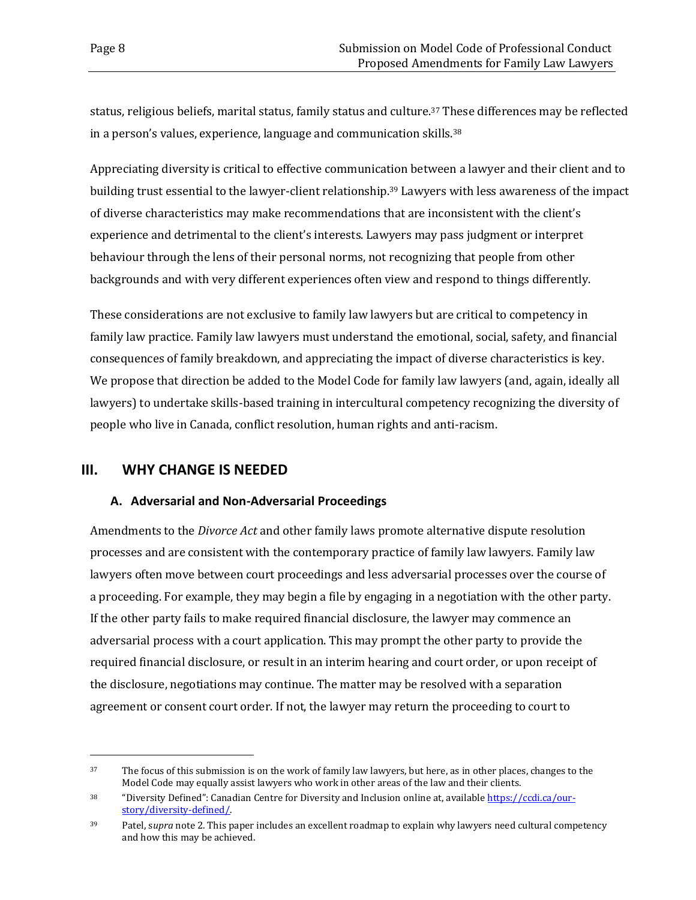status, religious beliefs, marital status, family status and culture.[37] These differences may be reflected in a person's values, experience, language and communication skills.[38]

Appreciating diversity is critical to effective communication between a lawyer and their client and to building trust essential to the lawyer-client relationship.[39] Lawyers with less awareness of the impact of diverse characteristics may make recommendations that are inconsistent with the client's experience and detrimental to the client's interests. Lawyers may pass judgment or interpret behaviour through the lens of their personal norms, not recognizing that people from other backgrounds and with very different experiences often view and respond to things differently.

These considerations are not exclusive to family law lawyers but are critical to competency in family law practice. Family law lawyers must understand the emotional, social, safety, and financial consequences of family breakdown, and appreciating the impact of diverse characteristics is key. We propose that direction be added to the Model Code for family law lawyers (and, again, ideally all lawyers) to undertake skills-based training in intercultural competency recognizing the diversity of people who live in Canada, conflict resolution, human rights and anti-racism.

## III. WHY CHANGE IS NEEDED

### A. Adversarial and Non-Adversarial Proceedings

Amendments to the *Divorce Act* and other family laws promote alternative dispute resolution processes and are consistent with the contemporary practice of family law lawyers. Family law lawyers often move between court proceedings and less adversarial processes over the course of a proceeding. For example, they may begin a file by engaging in a negotiation with the other party. If the other party fails to make required financial disclosure, the lawyer may commence an adversarial process with a court application. This may prompt the other party to provide the required financial disclosure, or result in an interim hearing and court order, or upon receipt of the disclosure, negotiations may continue. The matter may be resolved with a separation agreement or consent court order. If not, the lawyer may return the proceeding to court to

---

[37] The focus of this submission is on the work of family law lawyers, but here, as in other places, changes to the Model Code may equally assist lawyers who work in other areas of the law and their clients.

[38] "Diversity Defined": Canadian Centre for Diversity and Inclusion online at, available https://ccdi.ca/our-story/diversity-defined/.

[39] Patel, s*upra* note 2. This paper includes an excellent roadmap to explain why lawyers need cultural competency and how this may be achieved.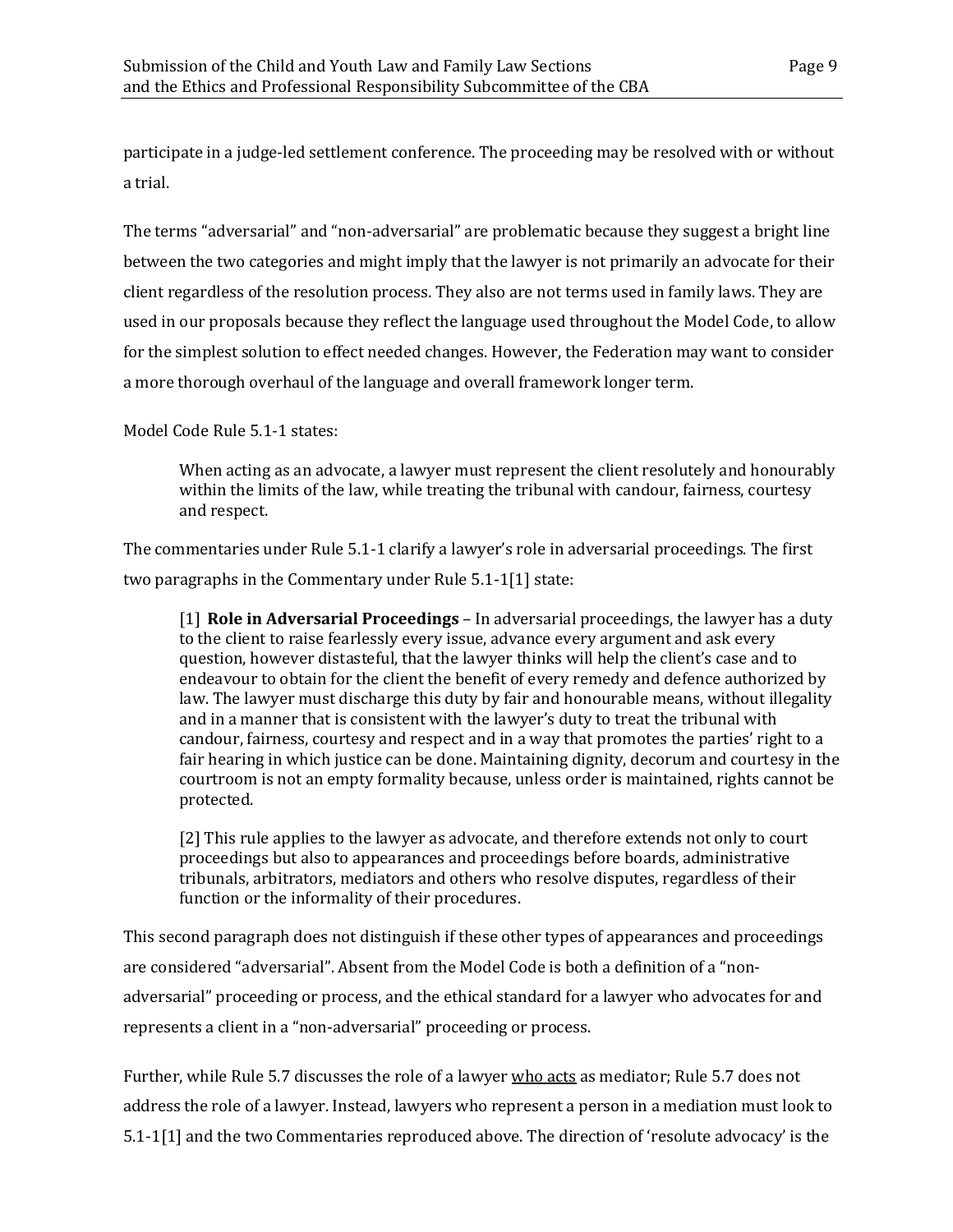participate in a judge-led settlement conference. The proceeding may be resolved with or without a trial.

The terms "adversarial" and "non-adversarial" are problematic because they suggest a bright line between the two categories and might imply that the lawyer is not primarily an advocate for their client regardless of the resolution process. They also are not terms used in family laws. They are used in our proposals because they reflect the language used throughout the Model Code, to allow for the simplest solution to effect needed changes. However, the Federation may want to consider a more thorough overhaul of the language and overall framework longer term.

Model Code Rule 5.1-1 states:

> When acting as an advocate, a lawyer must represent the client resolutely and honourably within the limits of the law, while treating the tribunal with candour, fairness, courtesy and respect.

The commentaries under Rule 5.1-1 clarify a lawyer's role in adversarial proceedings. The first two paragraphs in the Commentary under Rule 5.1-1[1] state:

> [1] **Role in Adversarial Proceedings** – In adversarial proceedings, the lawyer has a duty to the client to raise fearlessly every issue, advance every argument and ask every question, however distasteful, that the lawyer thinks will help the client's case and to endeavour to obtain for the client the benefit of every remedy and defence authorized by law. The lawyer must discharge this duty by fair and honourable means, without illegality and in a manner that is consistent with the lawyer's duty to treat the tribunal with candour, fairness, courtesy and respect and in a way that promotes the parties' right to a fair hearing in which justice can be done. Maintaining dignity, decorum and courtesy in the courtroom is not an empty formality because, unless order is maintained, rights cannot be protected.
>
> [2] This rule applies to the lawyer as advocate, and therefore extends not only to court proceedings but also to appearances and proceedings before boards, administrative tribunals, arbitrators, mediators and others who resolve disputes, regardless of their function or the informality of their procedures.

This second paragraph does not distinguish if these other types of appearances and proceedings are considered "adversarial". Absent from the Model Code is both a definition of a "non-adversarial" proceeding or process, and the ethical standard for a lawyer who advocates for and represents a client in a "non-adversarial" proceeding or process.

Further, while Rule 5.7 discusses the role of a lawyer <u>who acts</u> as mediator; Rule 5.7 does not address the role of a lawyer. Instead, lawyers who represent a person in a mediation must look to 5.1-1[1] and the two Commentaries reproduced above. The direction of 'resolute advocacy' is the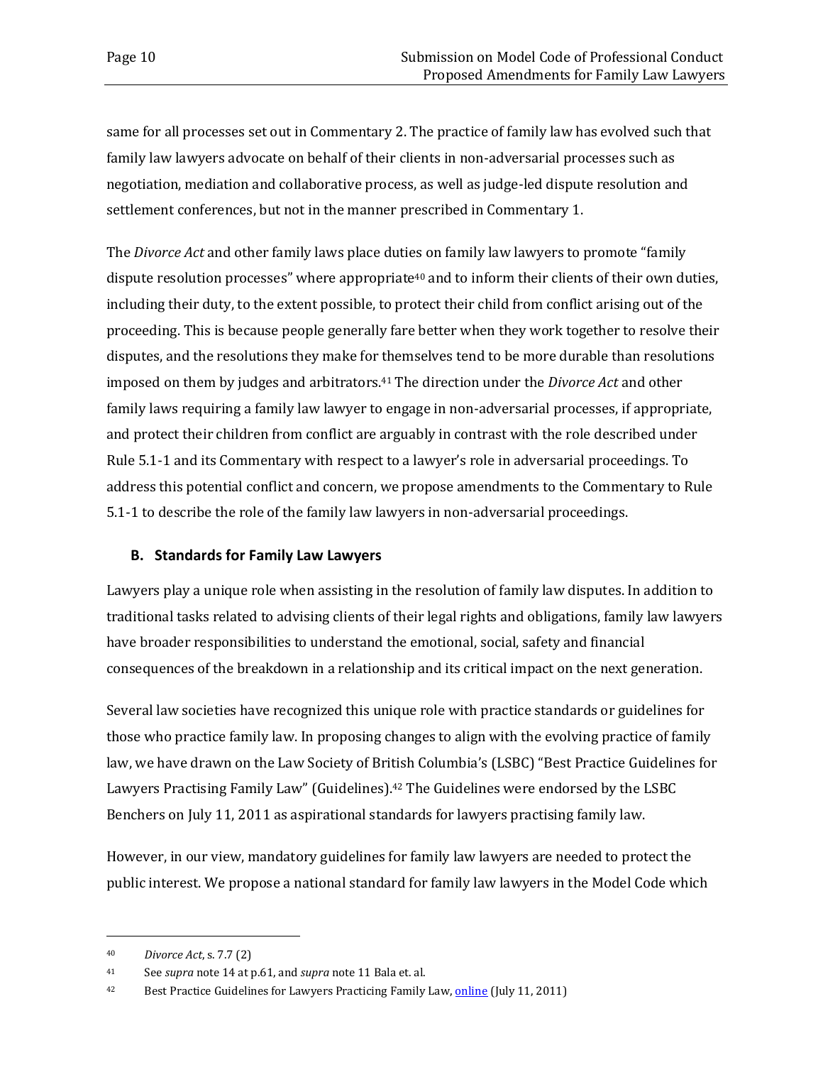same for all processes set out in Commentary 2. The practice of family law has evolved such that family law lawyers advocate on behalf of their clients in non-adversarial processes such as negotiation, mediation and collaborative process, as well as judge-led dispute resolution and settlement conferences, but not in the manner prescribed in Commentary 1.

The *Divorce Act* and other family laws place duties on family law lawyers to promote "family dispute resolution processes" where appropriate[40] and to inform their clients of their own duties, including their duty, to the extent possible, to protect their child from conflict arising out of the proceeding. This is because people generally fare better when they work together to resolve their disputes, and the resolutions they make for themselves tend to be more durable than resolutions imposed on them by judges and arbitrators.[41] The direction under the *Divorce Act* and other family laws requiring a family law lawyer to engage in non-adversarial processes, if appropriate, and protect their children from conflict are arguably in contrast with the role described under Rule 5.1-1 and its Commentary with respect to a lawyer's role in adversarial proceedings. To address this potential conflict and concern, we propose amendments to the Commentary to Rule 5.1-1 to describe the role of the family law lawyers in non-adversarial proceedings.

### B. Standards for Family Law Lawyers

Lawyers play a unique role when assisting in the resolution of family law disputes. In addition to traditional tasks related to advising clients of their legal rights and obligations, family law lawyers have broader responsibilities to understand the emotional, social, safety and financial consequences of the breakdown in a relationship and its critical impact on the next generation.

Several law societies have recognized this unique role with practice standards or guidelines for those who practice family law. In proposing changes to align with the evolving practice of family law, we have drawn on the Law Society of British Columbia's (LSBC) "Best Practice Guidelines for Lawyers Practising Family Law" (Guidelines).[42] The Guidelines were endorsed by the LSBC Benchers on July 11, 2011 as aspirational standards for lawyers practising family law.

However, in our view, mandatory guidelines for family law lawyers are needed to protect the public interest. We propose a national standard for family law lawyers in the Model Code which

---

[40] *Divorce Act*, s. 7.7 (2)

[41] See *supra* note 14 at p.61, and *supra* note 11 Bala et. al.

[42] Best Practice Guidelines for Lawyers Practicing Family Law, online (July 11, 2011)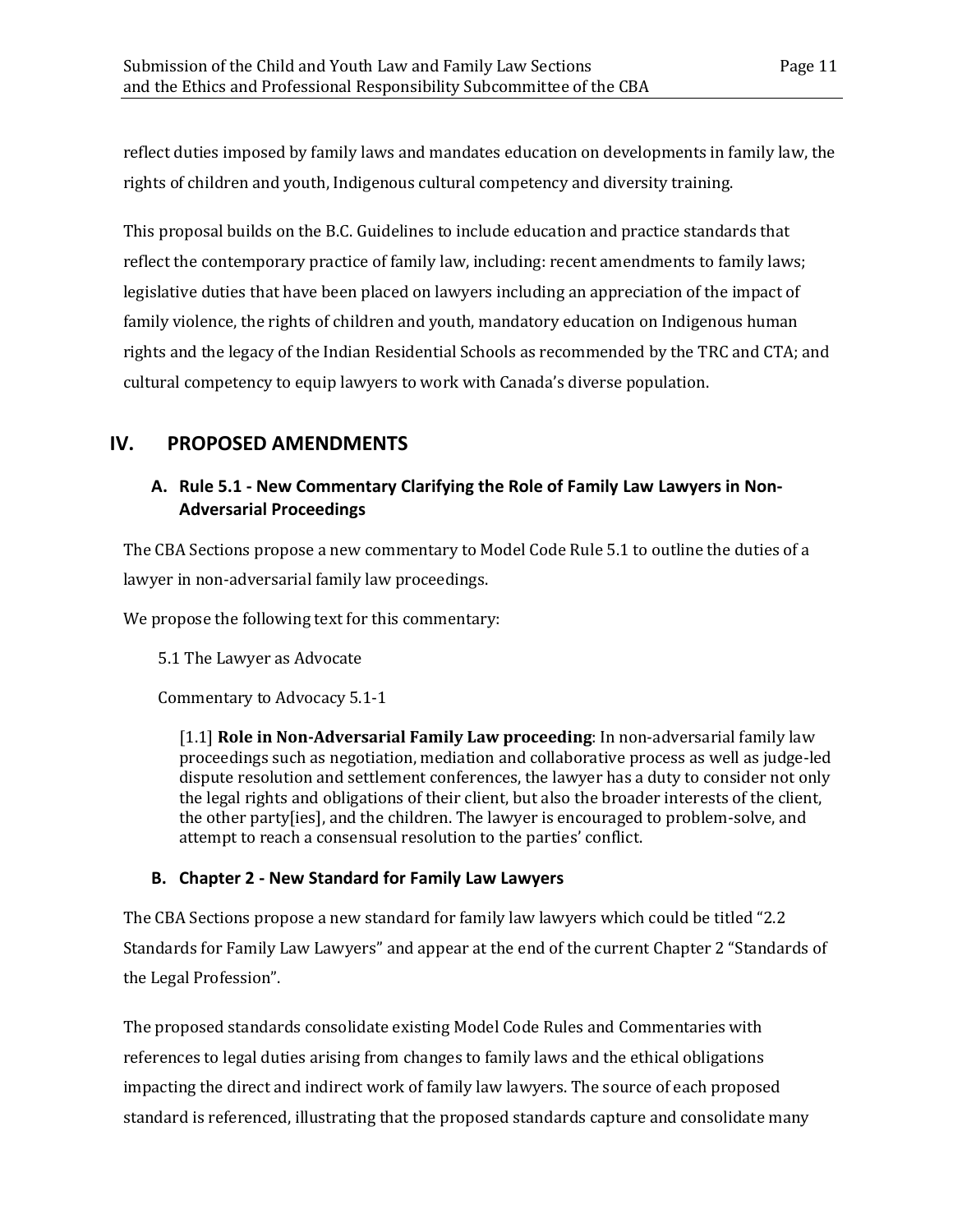reflect duties imposed by family laws and mandates education on developments in family law, the rights of children and youth, Indigenous cultural competency and diversity training.

This proposal builds on the B.C. Guidelines to include education and practice standards that reflect the contemporary practice of family law, including: recent amendments to family laws; legislative duties that have been placed on lawyers including an appreciation of the impact of family violence, the rights of children and youth, mandatory education on Indigenous human rights and the legacy of the Indian Residential Schools as recommended by the TRC and CTA; and cultural competency to equip lawyers to work with Canada's diverse population.

## IV. PROPOSED AMENDMENTS

### A. Rule 5.1 - New Commentary Clarifying the Role of Family Law Lawyers in Non-Adversarial Proceedings

The CBA Sections propose a new commentary to Model Code Rule 5.1 to outline the duties of a lawyer in non-adversarial family law proceedings.

We propose the following text for this commentary:

> 5.1 The Lawyer as Advocate
>
> Commentary to Advocacy 5.1-1
>
> > [1.1] **Role in Non-Adversarial Family Law proceeding**: In non-adversarial family law proceedings such as negotiation, mediation and collaborative process as well as judge-led dispute resolution and settlement conferences, the lawyer has a duty to consider not only the legal rights and obligations of their client, but also the broader interests of the client, the other party[ies], and the children. The lawyer is encouraged to problem-solve, and attempt to reach a consensual resolution to the parties' conflict.

### B. Chapter 2 - New Standard for Family Law Lawyers

The CBA Sections propose a new standard for family law lawyers which could be titled "2.2 Standards for Family Law Lawyers" and appear at the end of the current Chapter 2 "Standards of the Legal Profession".

The proposed standards consolidate existing Model Code Rules and Commentaries with references to legal duties arising from changes to family laws and the ethical obligations impacting the direct and indirect work of family law lawyers. The source of each proposed standard is referenced, illustrating that the proposed standards capture and consolidate many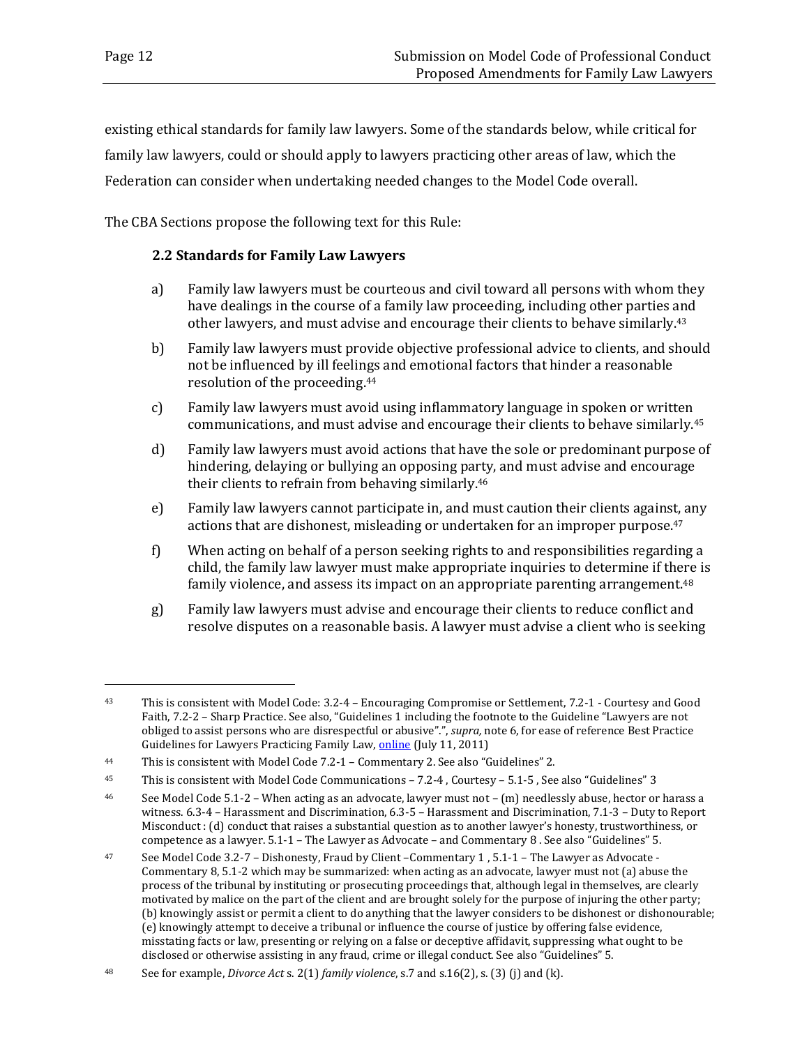existing ethical standards for family law lawyers. Some of the standards below, while critical for family law lawyers, could or should apply to lawyers practicing other areas of law, which the Federation can consider when undertaking needed changes to the Model Code overall.

The CBA Sections propose the following text for this Rule:

**2.2 Standards for Family Law Lawyers**

a) Family law lawyers must be courteous and civil toward all persons with whom they have dealings in the course of a family law proceeding, including other parties and other lawyers, and must advise and encourage their clients to behave similarly.[43]

b) Family law lawyers must provide objective professional advice to clients, and should not be influenced by ill feelings and emotional factors that hinder a reasonable resolution of the proceeding.[44]

c) Family law lawyers must avoid using inflammatory language in spoken or written communications, and must advise and encourage their clients to behave similarly.[45]

d) Family law lawyers must avoid actions that have the sole or predominant purpose of hindering, delaying or bullying an opposing party, and must advise and encourage their clients to refrain from behaving similarly.[46]

e) Family law lawyers cannot participate in, and must caution their clients against, any actions that are dishonest, misleading or undertaken for an improper purpose.[47]

f) When acting on behalf of a person seeking rights to and responsibilities regarding a child, the family law lawyer must make appropriate inquiries to determine if there is family violence, and assess its impact on an appropriate parenting arrangement.[48]

g) Family law lawyers must advise and encourage their clients to reduce conflict and resolve disputes on a reasonable basis. A lawyer must advise a client who is seeking

---

[43] This is consistent with Model Code: 3.2-4 – Encouraging Compromise or Settlement, 7.2-1 - Courtesy and Good Faith, 7.2-2 – Sharp Practice. See also, "Guidelines 1 including the footnote to the Guideline "Lawyers are not obliged to assist persons who are disrespectful or abusive".", *supra,* note 6, for ease of reference Best Practice Guidelines for Lawyers Practicing Family Law, online (July 11, 2011)

[44] This is consistent with Model Code 7.2-1 – Commentary 2. See also "Guidelines" 2.

[45] This is consistent with Model Code Communications – 7.2-4 , Courtesy – 5.1-5 , See also "Guidelines" 3

[46] See Model Code 5.1-2 – When acting as an advocate, lawyer must not – (m) needlessly abuse, hector or harass a witness. 6.3-4 – Harassment and Discrimination, 6.3-5 – Harassment and Discrimination, 7.1-3 – Duty to Report Misconduct : (d) conduct that raises a substantial question as to another lawyer's honesty, trustworthiness, or competence as a lawyer. 5.1-1 – The Lawyer as Advocate – and Commentary 8 . See also "Guidelines" 5.

[47] See Model Code 3.2-7 – Dishonesty, Fraud by Client –Commentary 1 , 5.1-1 – The Lawyer as Advocate - Commentary 8, 5.1-2 which may be summarized: when acting as an advocate, lawyer must not (a) abuse the process of the tribunal by instituting or prosecuting proceedings that, although legal in themselves, are clearly motivated by malice on the part of the client and are brought solely for the purpose of injuring the other party; (b) knowingly assist or permit a client to do anything that the lawyer considers to be dishonest or dishonourable; (e) knowingly attempt to deceive a tribunal or influence the course of justice by offering false evidence, misstating facts or law, presenting or relying on a false or deceptive affidavit, suppressing what ought to be disclosed or otherwise assisting in any fraud, crime or illegal conduct. See also "Guidelines" 5.

[48] See for example, *Divorce Act* s. 2(1) *family violence*, s.7 and s.16(2), s. (3) (j) and (k).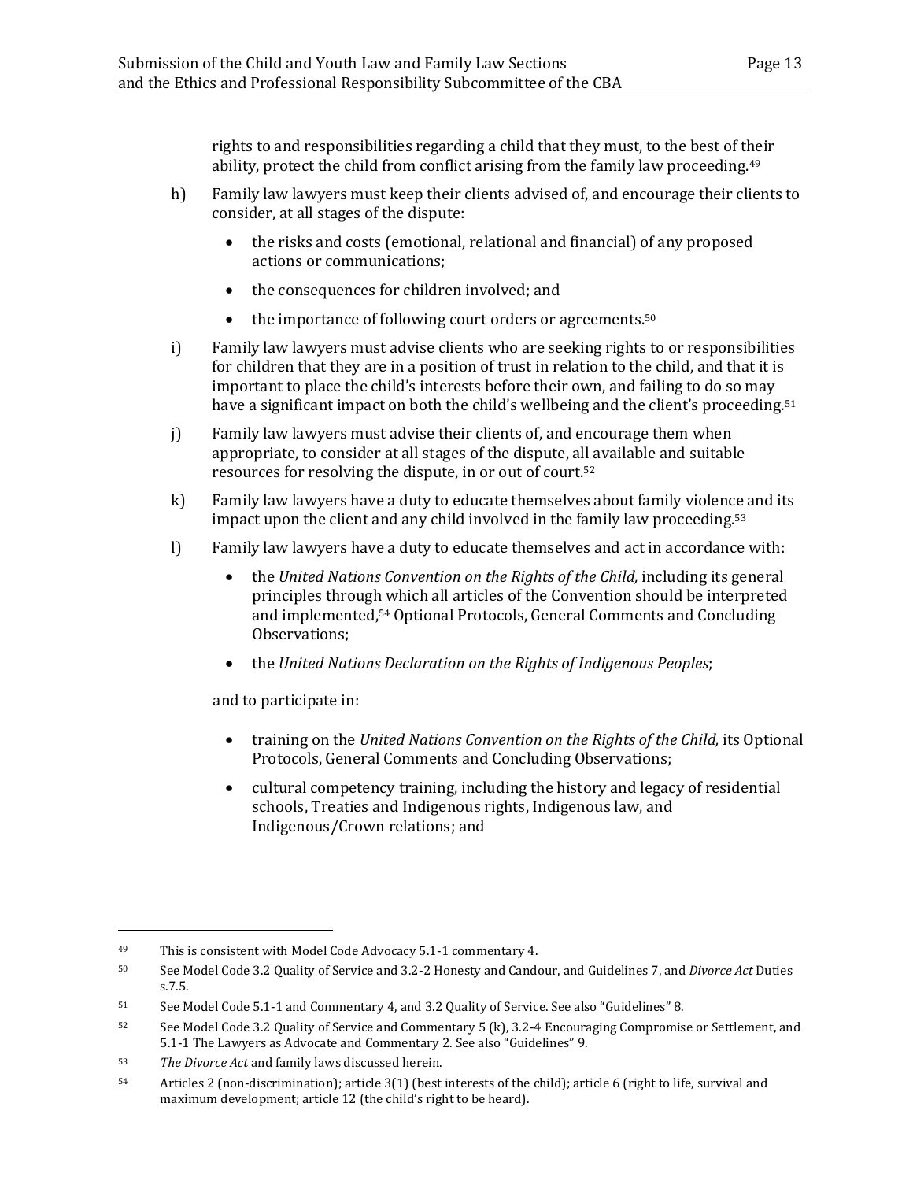rights to and responsibilities regarding a child that they must, to the best of their ability, protect the child from conflict arising from the family law proceeding.[49]

h) Family law lawyers must keep their clients advised of, and encourage their clients to consider, at all stages of the dispute:

- the risks and costs (emotional, relational and financial) of any proposed actions or communications;
- the consequences for children involved; and
- the importance of following court orders or agreements.[50]

i) Family law lawyers must advise clients who are seeking rights to or responsibilities for children that they are in a position of trust in relation to the child, and that it is important to place the child's interests before their own, and failing to do so may have a significant impact on both the child's wellbeing and the client's proceeding.[51]

j) Family law lawyers must advise their clients of, and encourage them when appropriate, to consider at all stages of the dispute, all available and suitable resources for resolving the dispute, in or out of court.[52]

k) Family law lawyers have a duty to educate themselves about family violence and its impact upon the client and any child involved in the family law proceeding.[53]

l) Family law lawyers have a duty to educate themselves and act in accordance with:

- the *United Nations Convention on the Rights of the Child,* including its general principles through which all articles of the Convention should be interpreted and implemented,[54] Optional Protocols, General Comments and Concluding Observations;
- the *United Nations Declaration on the Rights of Indigenous Peoples*;

and to participate in:

- training on the *United Nations Convention on the Rights of the Child,* its Optional Protocols, General Comments and Concluding Observations;
- cultural competency training, including the history and legacy of residential schools, Treaties and Indigenous rights, Indigenous law, and Indigenous/Crown relations; and

---

[49] This is consistent with Model Code Advocacy 5.1-1 commentary 4.

[50] See Model Code 3.2 Quality of Service and 3.2-2 Honesty and Candour, and Guidelines 7, and *Divorce Act* Duties s.7.5.

[51] See Model Code 5.1-1 and Commentary 4, and 3.2 Quality of Service. See also "Guidelines" 8.

[52] See Model Code 3.2 Quality of Service and Commentary 5 (k), 3.2-4 Encouraging Compromise or Settlement, and 5.1-1 The Lawyers as Advocate and Commentary 2. See also "Guidelines" 9.

[53] *The Divorce Act* and family laws discussed herein.

[54] Articles 2 (non-discrimination); article 3(1) (best interests of the child); article 6 (right to life, survival and maximum development; article 12 (the child's right to be heard).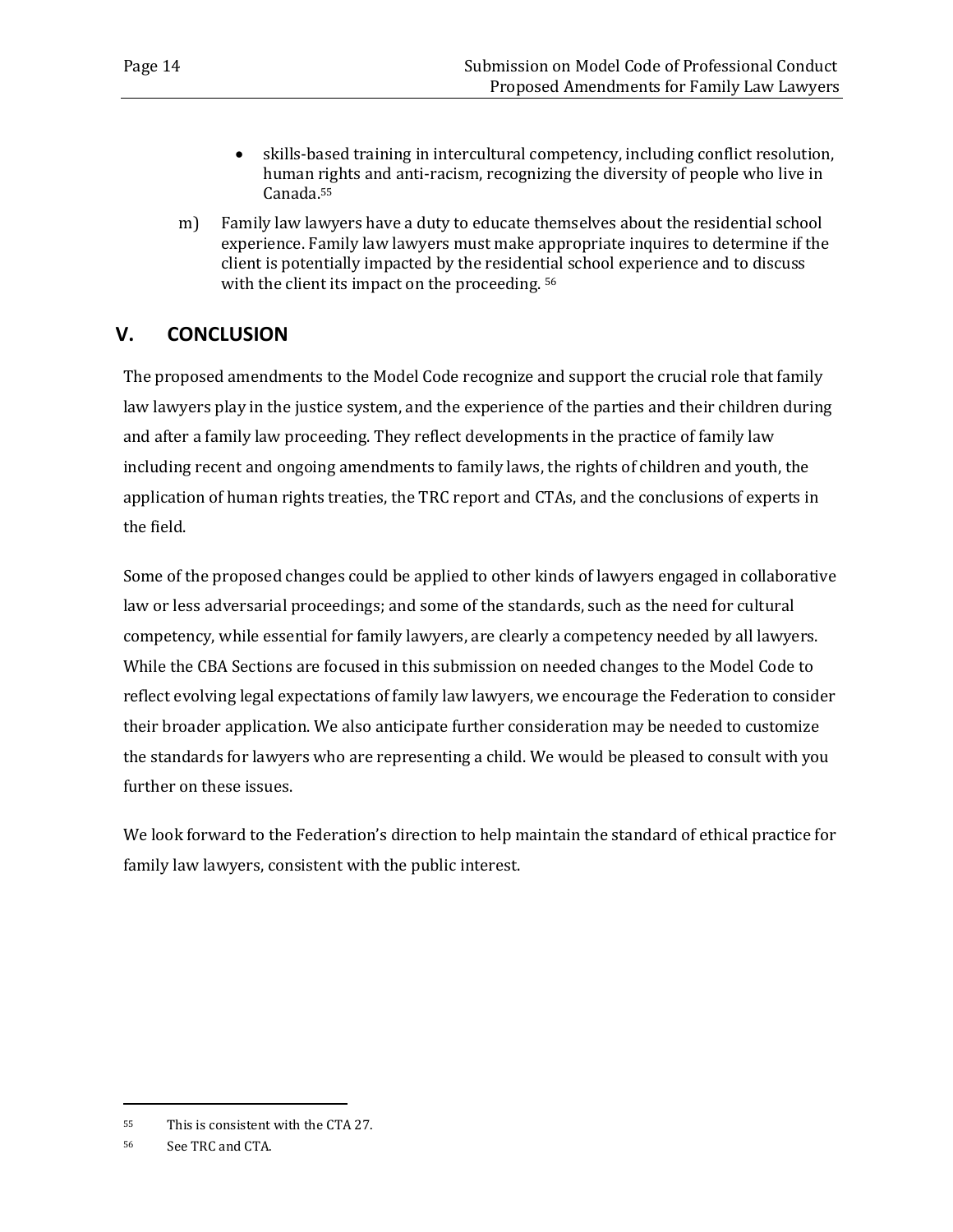- skills-based training in intercultural competency, including conflict resolution, human rights and anti-racism, recognizing the diversity of people who live in Canada.[55]

m) Family law lawyers have a duty to educate themselves about the residential school experience. Family law lawyers must make appropriate inquires to determine if the client is potentially impacted by the residential school experience and to discuss with the client its impact on the proceeding. [56]

## V. CONCLUSION

The proposed amendments to the Model Code recognize and support the crucial role that family law lawyers play in the justice system, and the experience of the parties and their children during and after a family law proceeding. They reflect developments in the practice of family law including recent and ongoing amendments to family laws, the rights of children and youth, the application of human rights treaties, the TRC report and CTAs, and the conclusions of experts in the field.

Some of the proposed changes could be applied to other kinds of lawyers engaged in collaborative law or less adversarial proceedings; and some of the standards, such as the need for cultural competency, while essential for family lawyers, are clearly a competency needed by all lawyers. While the CBA Sections are focused in this submission on needed changes to the Model Code to reflect evolving legal expectations of family law lawyers, we encourage the Federation to consider their broader application. We also anticipate further consideration may be needed to customize the standards for lawyers who are representing a child. We would be pleased to consult with you further on these issues.

We look forward to the Federation's direction to help maintain the standard of ethical practice for family law lawyers, consistent with the public interest.

---

[55] This is consistent with the CTA 27.

[56] See TRC and CTA.